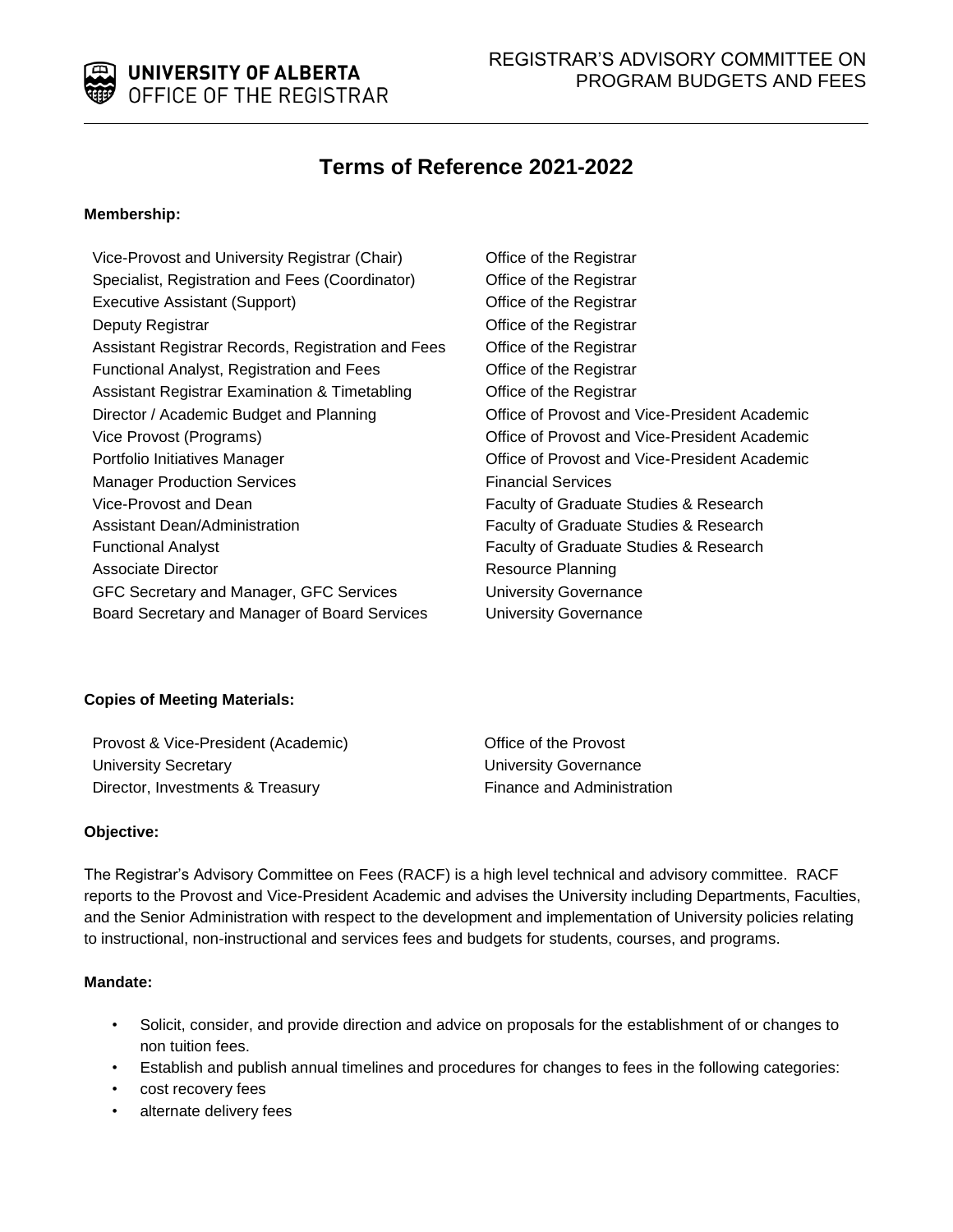# Terms of Reference 2021-2022

**Membership:**

| | |
|---|---|
| Vice-Provost and University Registrar (Chair) | Office of the Registrar |
| Specialist, Registration and Fees (Coordinator) | Office of the Registrar |
| Executive Assistant (Support) | Office of the Registrar |
| Deputy Registrar | Office of the Registrar |
| Assistant Registrar Records, Registration and Fees | Office of the Registrar |
| Functional Analyst, Registration and Fees | Office of the Registrar |
| Assistant Registrar Examination & Timetabling | Office of the Registrar |
| Director / Academic Budget and Planning | Office of Provost and Vice-President Academic |
| Vice Provost (Programs) | Office of Provost and Vice-President Academic |
| Portfolio Initiatives Manager | Office of Provost and Vice-President Academic |
| Manager Production Services | Financial Services |
| Vice-Provost and Dean | Faculty of Graduate Studies & Research |
| Assistant Dean/Administration | Faculty of Graduate Studies & Research |
| Functional Analyst | Faculty of Graduate Studies & Research |
| Associate Director | Resource Planning |
| GFC Secretary and Manager, GFC Services | University Governance |
| Board Secretary and Manager of Board Services | University Governance |

**Copies of Meeting Materials:**

| | |
|---|---|
| Provost & Vice-President (Academic) | Office of the Provost |
| University Secretary | University Governance |
| Director, Investments & Treasury | Finance and Administration |

**Objective:**

The Registrar's Advisory Committee on Fees (RACF) is a high level technical and advisory committee. RACF reports to the Provost and Vice-President Academic and advises the University including Departments, Faculties, and the Senior Administration with respect to the development and implementation of University policies relating to instructional, non-instructional and services fees and budgets for students, courses, and programs.

**Mandate:**

- Solicit, consider, and provide direction and advice on proposals for the establishment of or changes to non tuition fees.
- Establish and publish annual timelines and procedures for changes to fees in the following categories:
- cost recovery fees
- alternate delivery fees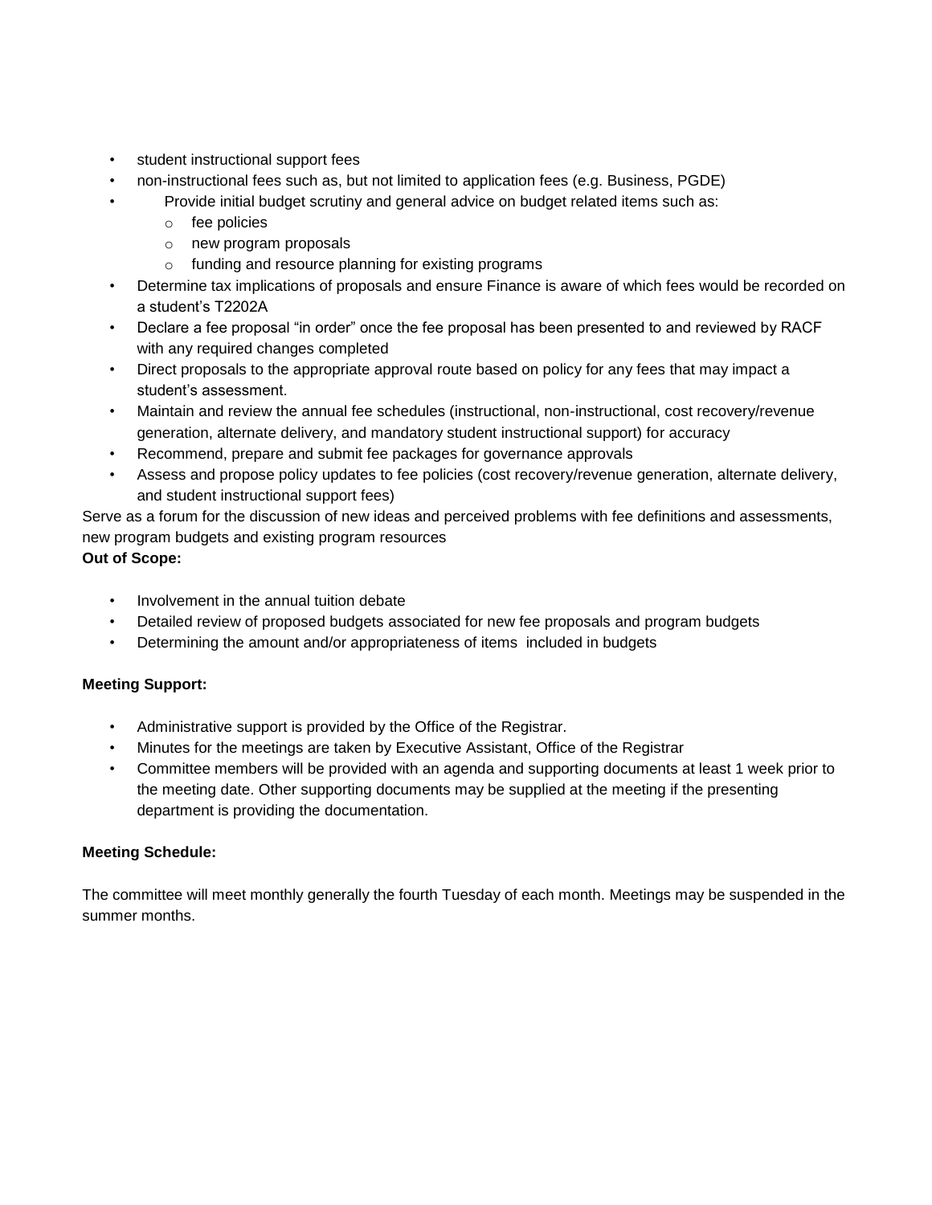- student instructional support fees
- non-instructional fees such as, but not limited to application fees (e.g. Business, PGDE)
- Provide initial budget scrutiny and general advice on budget related items such as:
  - fee policies
  - new program proposals
  - funding and resource planning for existing programs
- Determine tax implications of proposals and ensure Finance is aware of which fees would be recorded on a student's T2202A
- Declare a fee proposal "in order" once the fee proposal has been presented to and reviewed by RACF with any required changes completed
- Direct proposals to the appropriate approval route based on policy for any fees that may impact a student's assessment.
- Maintain and review the annual fee schedules (instructional, non-instructional, cost recovery/revenue generation, alternate delivery, and mandatory student instructional support) for accuracy
- Recommend, prepare and submit fee packages for governance approvals
- Assess and propose policy updates to fee policies (cost recovery/revenue generation, alternate delivery, and student instructional support fees)

Serve as a forum for the discussion of new ideas and perceived problems with fee definitions and assessments, new program budgets and existing program resources

**Out of Scope:**

- Involvement in the annual tuition debate
- Detailed review of proposed budgets associated for new fee proposals and program budgets
- Determining the amount and/or appropriateness of items included in budgets

**Meeting Support:**

- Administrative support is provided by the Office of the Registrar.
- Minutes for the meetings are taken by Executive Assistant, Office of the Registrar
- Committee members will be provided with an agenda and supporting documents at least 1 week prior to the meeting date. Other supporting documents may be supplied at the meeting if the presenting department is providing the documentation.

**Meeting Schedule:**

The committee will meet monthly generally the fourth Tuesday of each month. Meetings may be suspended in the summer months.